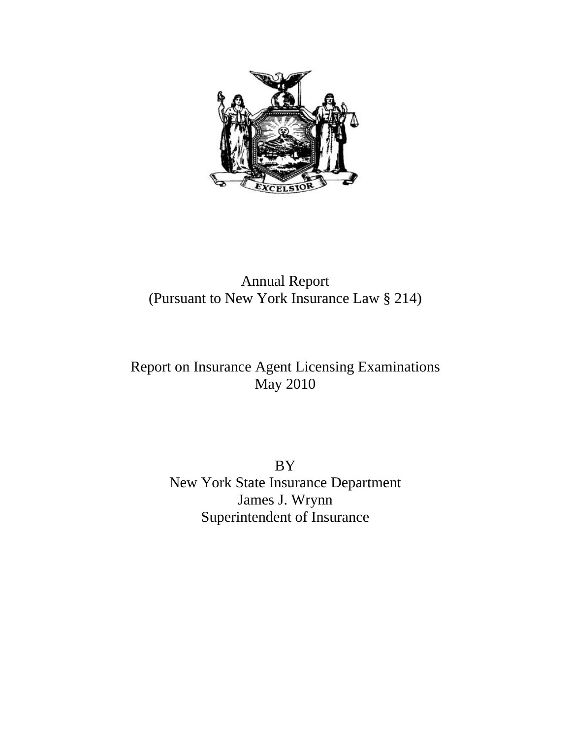Annual Report
(Pursuant to New York Insurance Law § 214)

# Report on Insurance Agent Licensing Examinations
May 2010

BY
New York State Insurance Department
James J. Wrynn
Superintendent of Insurance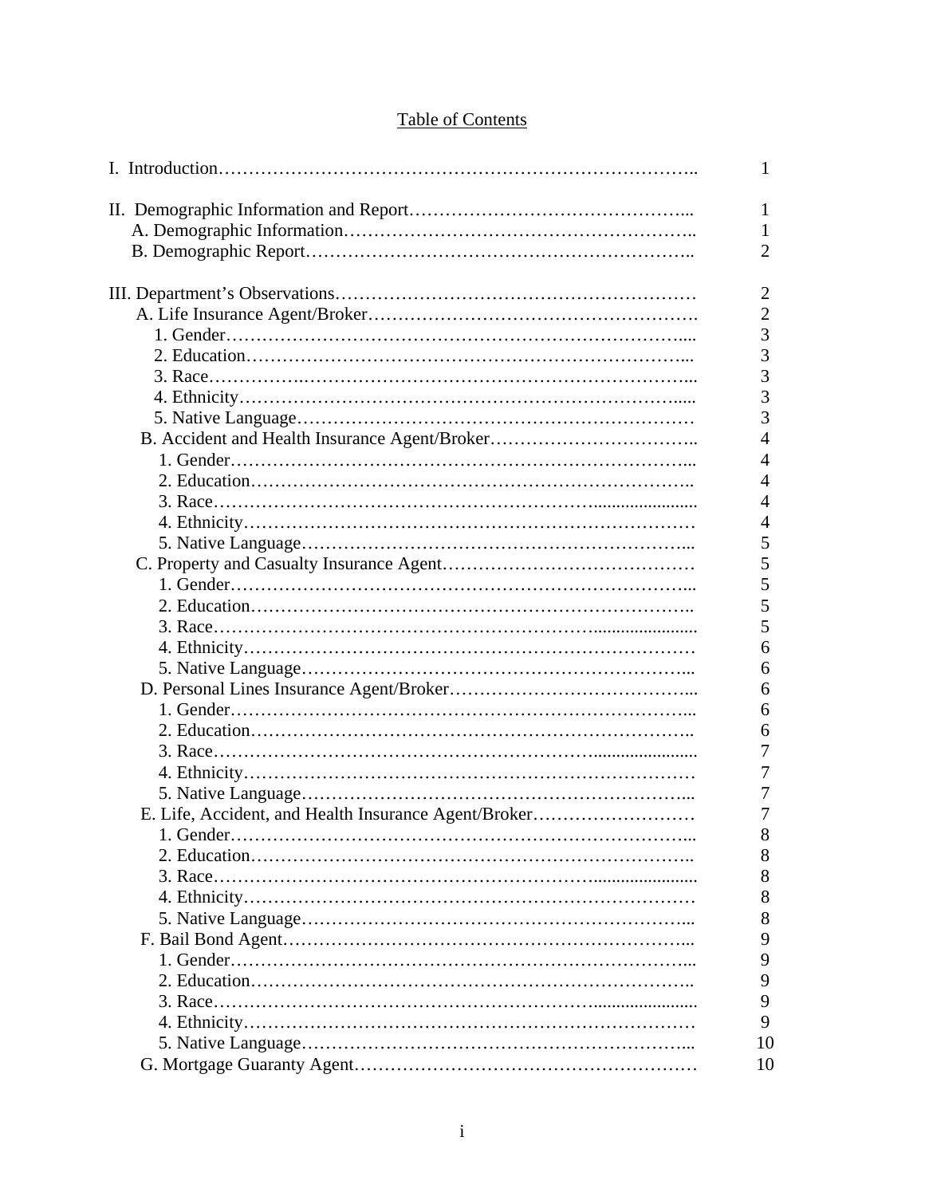## Table of Contents

| | |
|---|---|
| I. Introduction | 1 |
| II. Demographic Information and Report | 1 |
| A. Demographic Information | 1 |
| B. Demographic Report | 2 |
| III. Department's Observations | 2 |
| A. Life Insurance Agent/Broker | 2 |
| 1. Gender | 3 |
| 2. Education | 3 |
| 3. Race | 3 |
| 4. Ethnicity | 3 |
| 5. Native Language | 3 |
| B. Accident and Health Insurance Agent/Broker | 4 |
| 1. Gender | 4 |
| 2. Education | 4 |
| 3. Race | 4 |
| 4. Ethnicity | 4 |
| 5. Native Language | 5 |
| C. Property and Casualty Insurance Agent | 5 |
| 1. Gender | 5 |
| 2. Education | 5 |
| 3. Race | 5 |
| 4. Ethnicity | 6 |
| 5. Native Language | 6 |
| D. Personal Lines Insurance Agent/Broker | 6 |
| 1. Gender | 6 |
| 2. Education | 6 |
| 3. Race | 7 |
| 4. Ethnicity | 7 |
| 5. Native Language | 7 |
| E. Life, Accident, and Health Insurance Agent/Broker | 7 |
| 1. Gender | 8 |
| 2. Education | 8 |
| 3. Race | 8 |
| 4. Ethnicity | 8 |
| 5. Native Language | 8 |
| F. Bail Bond Agent | 9 |
| 1. Gender | 9 |
| 2. Education | 9 |
| 3. Race | 9 |
| 4. Ethnicity | 9 |
| 5. Native Language | 10 |
| G. Mortgage Guaranty Agent | 10 |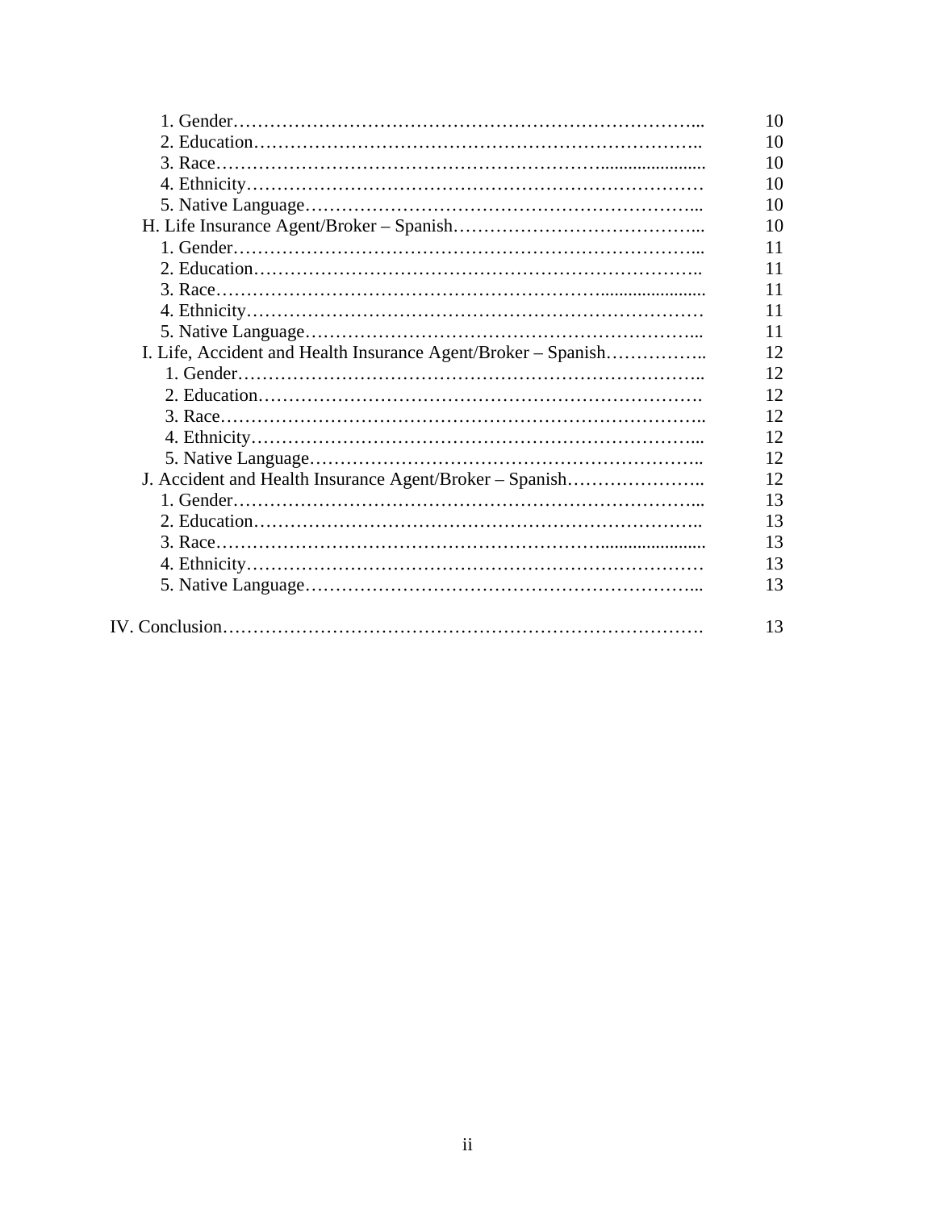1. Gender…………………………………………………………………... 10
2. Education……………………………………………………………….. 10
3. Race…………………………………………………….......................... 10
4. Ethnicity………………………………………………………………… 10
5. Native Language………………………………………………………... 10

H. Life Insurance Agent/Broker – Spanish…………………………………... 10

1. Gender…………………………………………………………………... 11
2. Education……………………………………………………………….. 11
3. Race…………………………………………………….......................... 11
4. Ethnicity………………………………………………………………… 11
5. Native Language………………………………………………………... 11

I. Life, Accident and Health Insurance Agent/Broker – Spanish…………….. 12

1. Gender………………………………………………………………….. 12
2. Education………………………………………………………………. 12
3. Race…………………………………………………………………….. 12
4. Ethnicity………………………………………………………………... 12
5. Native Language……………………………………………………….. 12

J. Accident and Health Insurance Agent/Broker – Spanish………………….. 12

1. Gender…………………………………………………………………... 13
2. Education……………………………………………………………….. 13
3. Race…………………………………………………….......................... 13
4. Ethnicity………………………………………………………………… 13
5. Native Language………………………………………………………... 13

IV. Conclusion………………………………………………………………………. 13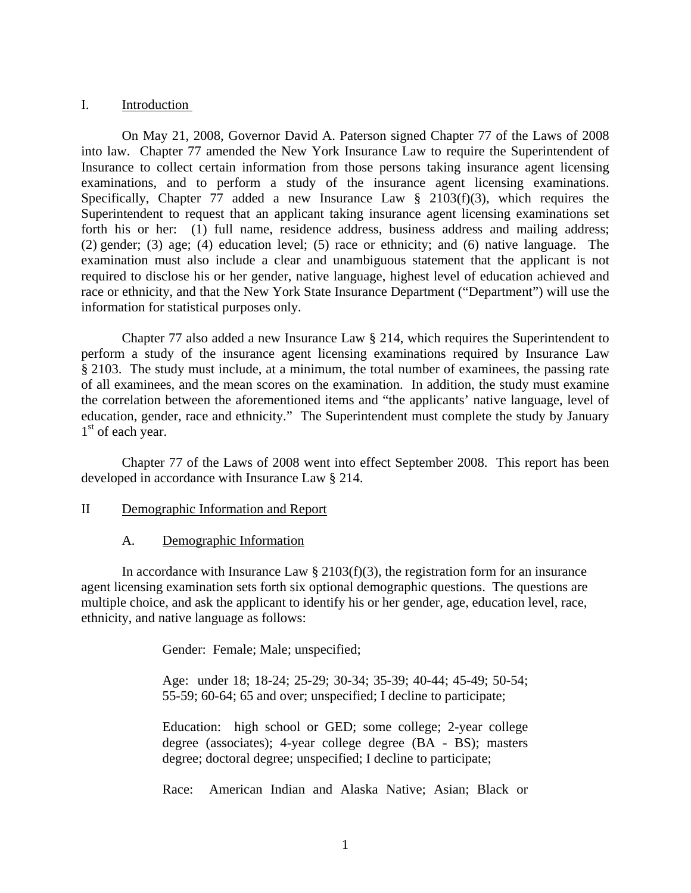## I. Introduction

On May 21, 2008, Governor David A. Paterson signed Chapter 77 of the Laws of 2008 into law. Chapter 77 amended the New York Insurance Law to require the Superintendent of Insurance to collect certain information from those persons taking insurance agent licensing examinations, and to perform a study of the insurance agent licensing examinations. Specifically, Chapter 77 added a new Insurance Law § 2103(f)(3), which requires the Superintendent to request that an applicant taking insurance agent licensing examinations set forth his or her: (1) full name, residence address, business address and mailing address; (2) gender; (3) age; (4) education level; (5) race or ethnicity; and (6) native language. The examination must also include a clear and unambiguous statement that the applicant is not required to disclose his or her gender, native language, highest level of education achieved and race or ethnicity, and that the New York State Insurance Department ("Department") will use the information for statistical purposes only.

Chapter 77 also added a new Insurance Law § 214, which requires the Superintendent to perform a study of the insurance agent licensing examinations required by Insurance Law § 2103. The study must include, at a minimum, the total number of examinees, the passing rate of all examinees, and the mean scores on the examination. In addition, the study must examine the correlation between the aforementioned items and "the applicants' native language, level of education, gender, race and ethnicity." The Superintendent must complete the study by January 1st of each year.

Chapter 77 of the Laws of 2008 went into effect September 2008. This report has been developed in accordance with Insurance Law § 214.

## II Demographic Information and Report

### A. Demographic Information

In accordance with Insurance Law § 2103(f)(3), the registration form for an insurance agent licensing examination sets forth six optional demographic questions. The questions are multiple choice, and ask the applicant to identify his or her gender, age, education level, race, ethnicity, and native language as follows:

> Gender: Female; Male; unspecified;
>
> Age: under 18; 18-24; 25-29; 30-34; 35-39; 40-44; 45-49; 50-54; 55-59; 60-64; 65 and over; unspecified; I decline to participate;
>
> Education: high school or GED; some college; 2-year college degree (associates); 4-year college degree (BA - BS); masters degree; doctoral degree; unspecified; I decline to participate;
>
> Race: American Indian and Alaska Native; Asian; Black or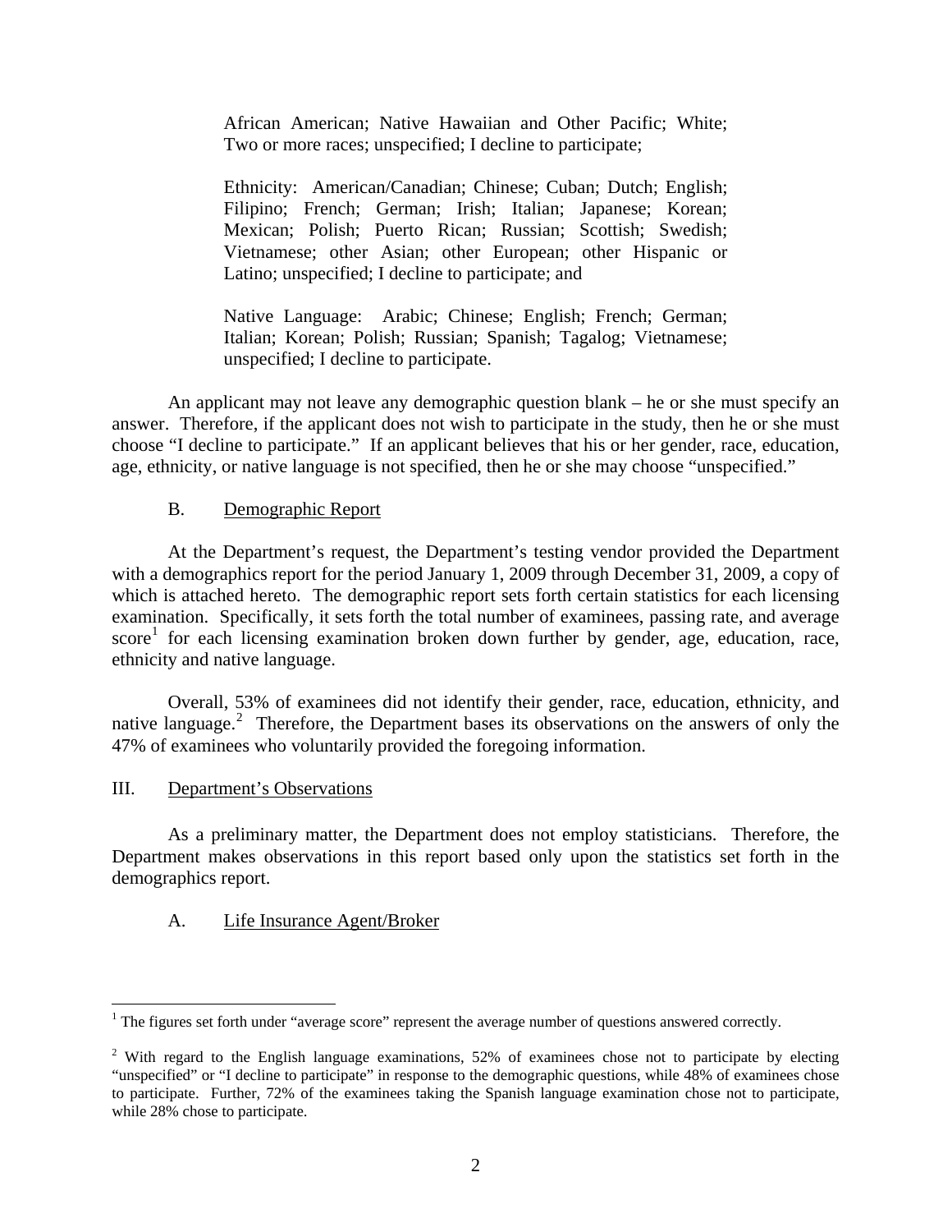African American; Native Hawaiian and Other Pacific; White; Two or more races; unspecified; I decline to participate;

Ethnicity: American/Canadian; Chinese; Cuban; Dutch; English; Filipino; French; German; Irish; Italian; Japanese; Korean; Mexican; Polish; Puerto Rican; Russian; Scottish; Swedish; Vietnamese; other Asian; other European; other Hispanic or Latino; unspecified; I decline to participate; and

Native Language: Arabic; Chinese; English; French; German; Italian; Korean; Polish; Russian; Spanish; Tagalog; Vietnamese; unspecified; I decline to participate.

An applicant may not leave any demographic question blank – he or she must specify an answer. Therefore, if the applicant does not wish to participate in the study, then he or she must choose "I decline to participate." If an applicant believes that his or her gender, race, education, age, ethnicity, or native language is not specified, then he or she may choose "unspecified."

### B. Demographic Report

At the Department's request, the Department's testing vendor provided the Department with a demographics report for the period January 1, 2009 through December 31, 2009, a copy of which is attached hereto. The demographic report sets forth certain statistics for each licensing examination. Specifically, it sets forth the total number of examinees, passing rate, and average score[1] for each licensing examination broken down further by gender, age, education, race, ethnicity and native language.

Overall, 53% of examinees did not identify their gender, race, education, ethnicity, and native language.[2] Therefore, the Department bases its observations on the answers of only the 47% of examinees who voluntarily provided the foregoing information.

## III. Department's Observations

As a preliminary matter, the Department does not employ statisticians. Therefore, the Department makes observations in this report based only upon the statistics set forth in the demographics report.

### A. Life Insurance Agent/Broker

---

[1] The figures set forth under "average score" represent the average number of questions answered correctly.

[2] With regard to the English language examinations, 52% of examinees chose not to participate by electing "unspecified" or "I decline to participate" in response to the demographic questions, while 48% of examinees chose to participate. Further, 72% of the examinees taking the Spanish language examination chose not to participate, while 28% chose to participate.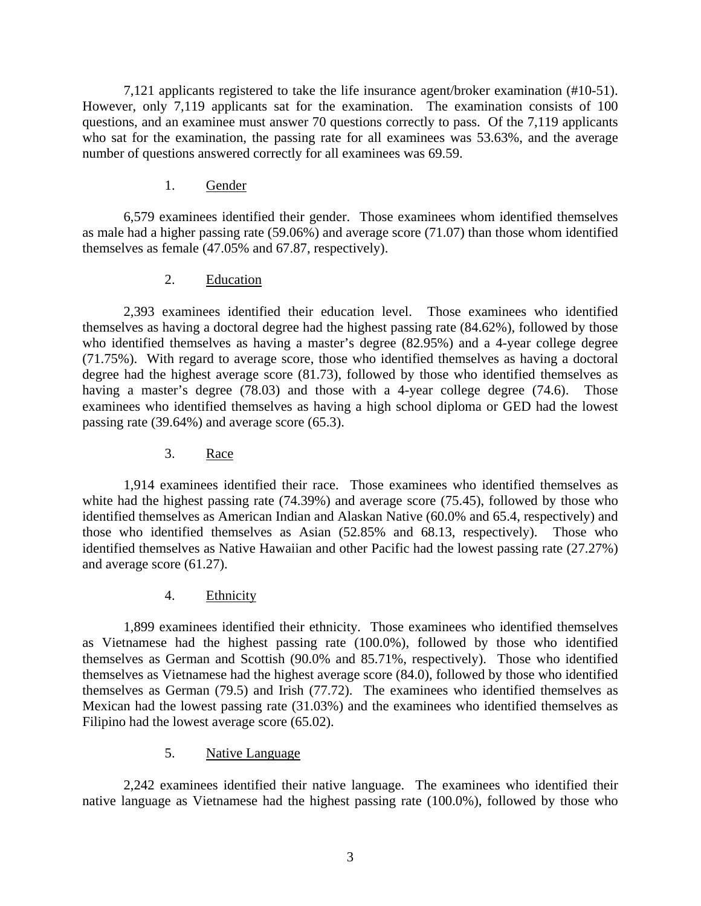7,121 applicants registered to take the life insurance agent/broker examination (#10-51). However, only 7,119 applicants sat for the examination. The examination consists of 100 questions, and an examinee must answer 70 questions correctly to pass. Of the 7,119 applicants who sat for the examination, the passing rate for all examinees was 53.63%, and the average number of questions answered correctly for all examinees was 69.59.

1. Gender

6,579 examinees identified their gender. Those examinees whom identified themselves as male had a higher passing rate (59.06%) and average score (71.07) than those whom identified themselves as female (47.05% and 67.87, respectively).

2. Education

2,393 examinees identified their education level. Those examinees who identified themselves as having a doctoral degree had the highest passing rate (84.62%), followed by those who identified themselves as having a master's degree (82.95%) and a 4-year college degree (71.75%). With regard to average score, those who identified themselves as having a doctoral degree had the highest average score (81.73), followed by those who identified themselves as having a master's degree (78.03) and those with a 4-year college degree (74.6). Those examinees who identified themselves as having a high school diploma or GED had the lowest passing rate (39.64%) and average score (65.3).

3. Race

1,914 examinees identified their race. Those examinees who identified themselves as white had the highest passing rate (74.39%) and average score (75.45), followed by those who identified themselves as American Indian and Alaskan Native (60.0% and 65.4, respectively) and those who identified themselves as Asian (52.85% and 68.13, respectively). Those who identified themselves as Native Hawaiian and other Pacific had the lowest passing rate (27.27%) and average score (61.27).

4. Ethnicity

1,899 examinees identified their ethnicity. Those examinees who identified themselves as Vietnamese had the highest passing rate (100.0%), followed by those who identified themselves as German and Scottish (90.0% and 85.71%, respectively). Those who identified themselves as Vietnamese had the highest average score (84.0), followed by those who identified themselves as German (79.5) and Irish (77.72). The examinees who identified themselves as Mexican had the lowest passing rate (31.03%) and the examinees who identified themselves as Filipino had the lowest average score (65.02).

5. Native Language

2,242 examinees identified their native language. The examinees who identified their native language as Vietnamese had the highest passing rate (100.0%), followed by those who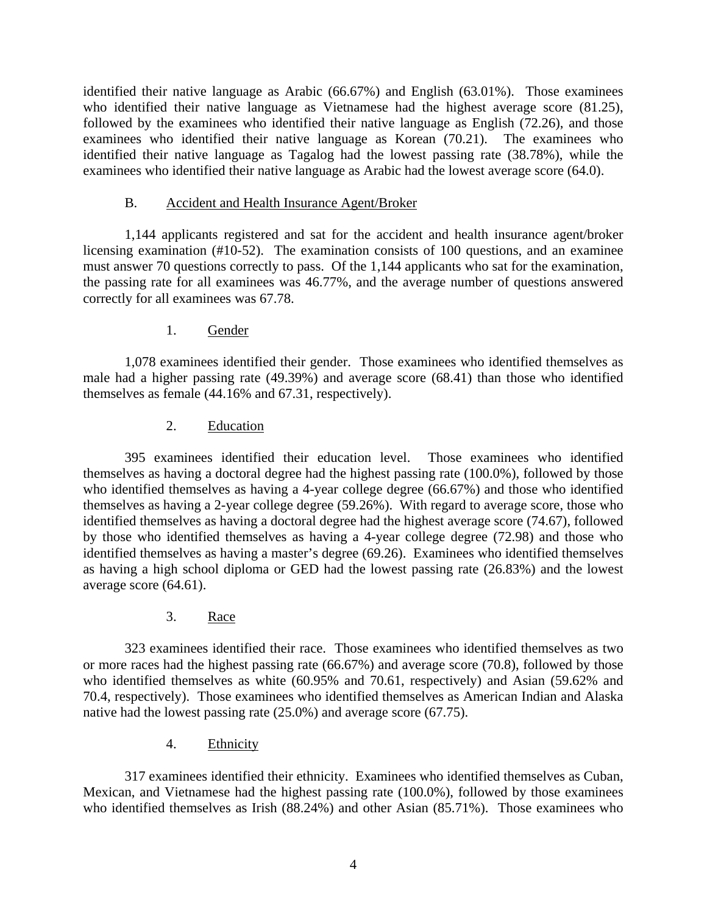identified their native language as Arabic (66.67%) and English (63.01%). Those examinees who identified their native language as Vietnamese had the highest average score (81.25), followed by the examinees who identified their native language as English (72.26), and those examinees who identified their native language as Korean (70.21). The examinees who identified their native language as Tagalog had the lowest passing rate (38.78%), while the examinees who identified their native language as Arabic had the lowest average score (64.0).

### B. Accident and Health Insurance Agent/Broker

1,144 applicants registered and sat for the accident and health insurance agent/broker licensing examination (#10-52). The examination consists of 100 questions, and an examinee must answer 70 questions correctly to pass. Of the 1,144 applicants who sat for the examination, the passing rate for all examinees was 46.77%, and the average number of questions answered correctly for all examinees was 67.78.

#### 1. Gender

1,078 examinees identified their gender. Those examinees who identified themselves as male had a higher passing rate (49.39%) and average score (68.41) than those who identified themselves as female (44.16% and 67.31, respectively).

#### 2. Education

395 examinees identified their education level. Those examinees who identified themselves as having a doctoral degree had the highest passing rate (100.0%), followed by those who identified themselves as having a 4-year college degree (66.67%) and those who identified themselves as having a 2-year college degree (59.26%). With regard to average score, those who identified themselves as having a doctoral degree had the highest average score (74.67), followed by those who identified themselves as having a 4-year college degree (72.98) and those who identified themselves as having a master's degree (69.26). Examinees who identified themselves as having a high school diploma or GED had the lowest passing rate (26.83%) and the lowest average score (64.61).

#### 3. Race

323 examinees identified their race. Those examinees who identified themselves as two or more races had the highest passing rate (66.67%) and average score (70.8), followed by those who identified themselves as white (60.95% and 70.61, respectively) and Asian (59.62% and 70.4, respectively). Those examinees who identified themselves as American Indian and Alaska native had the lowest passing rate (25.0%) and average score (67.75).

#### 4. Ethnicity

317 examinees identified their ethnicity. Examinees who identified themselves as Cuban, Mexican, and Vietnamese had the highest passing rate (100.0%), followed by those examinees who identified themselves as Irish (88.24%) and other Asian (85.71%). Those examinees who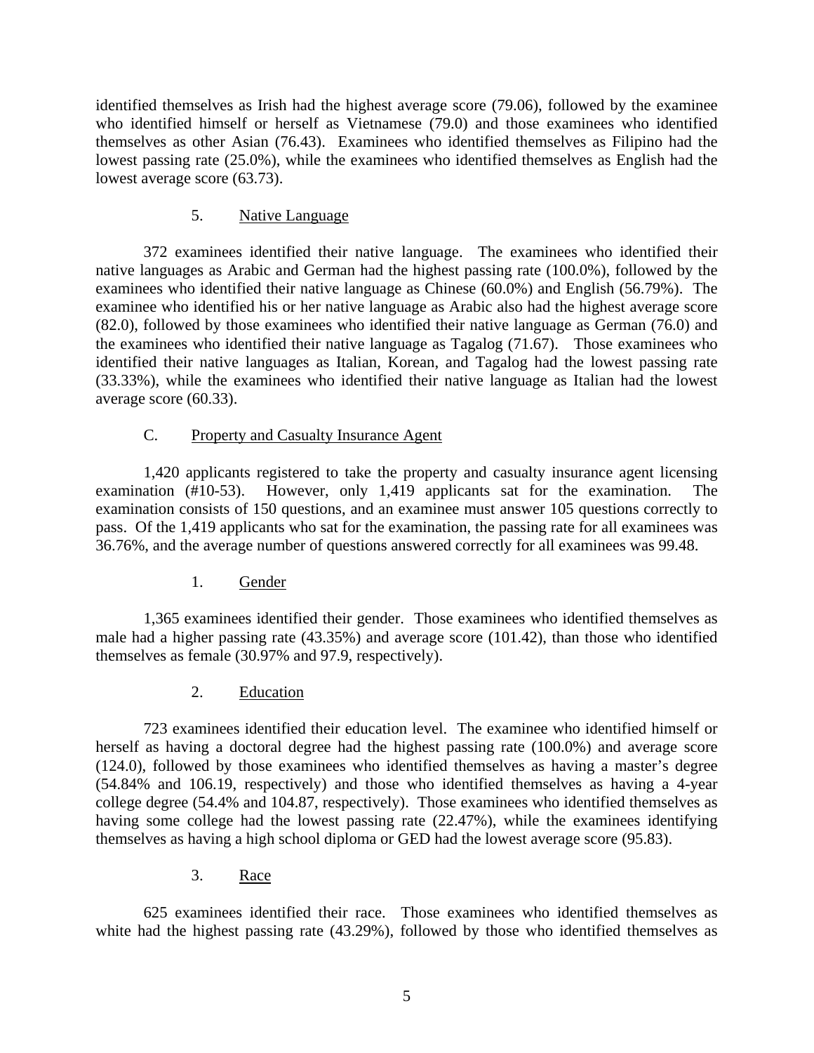identified themselves as Irish had the highest average score (79.06), followed by the examinee who identified himself or herself as Vietnamese (79.0) and those examinees who identified themselves as other Asian (76.43). Examinees who identified themselves as Filipino had the lowest passing rate (25.0%), while the examinees who identified themselves as English had the lowest average score (63.73).

5. Native Language

372 examinees identified their native language. The examinees who identified their native languages as Arabic and German had the highest passing rate (100.0%), followed by the examinees who identified their native language as Chinese (60.0%) and English (56.79%). The examinee who identified his or her native language as Arabic also had the highest average score (82.0), followed by those examinees who identified their native language as German (76.0) and the examinees who identified their native language as Tagalog (71.67). Those examinees who identified their native languages as Italian, Korean, and Tagalog had the lowest passing rate (33.33%), while the examinees who identified their native language as Italian had the lowest average score (60.33).

C. Property and Casualty Insurance Agent

1,420 applicants registered to take the property and casualty insurance agent licensing examination (#10-53). However, only 1,419 applicants sat for the examination. The examination consists of 150 questions, and an examinee must answer 105 questions correctly to pass. Of the 1,419 applicants who sat for the examination, the passing rate for all examinees was 36.76%, and the average number of questions answered correctly for all examinees was 99.48.

1. Gender

1,365 examinees identified their gender. Those examinees who identified themselves as male had a higher passing rate (43.35%) and average score (101.42), than those who identified themselves as female (30.97% and 97.9, respectively).

2. Education

723 examinees identified their education level. The examinee who identified himself or herself as having a doctoral degree had the highest passing rate (100.0%) and average score (124.0), followed by those examinees who identified themselves as having a master's degree (54.84% and 106.19, respectively) and those who identified themselves as having a 4-year college degree (54.4% and 104.87, respectively). Those examinees who identified themselves as having some college had the lowest passing rate (22.47%), while the examinees identifying themselves as having a high school diploma or GED had the lowest average score (95.83).

3. Race

625 examinees identified their race. Those examinees who identified themselves as white had the highest passing rate (43.29%), followed by those who identified themselves as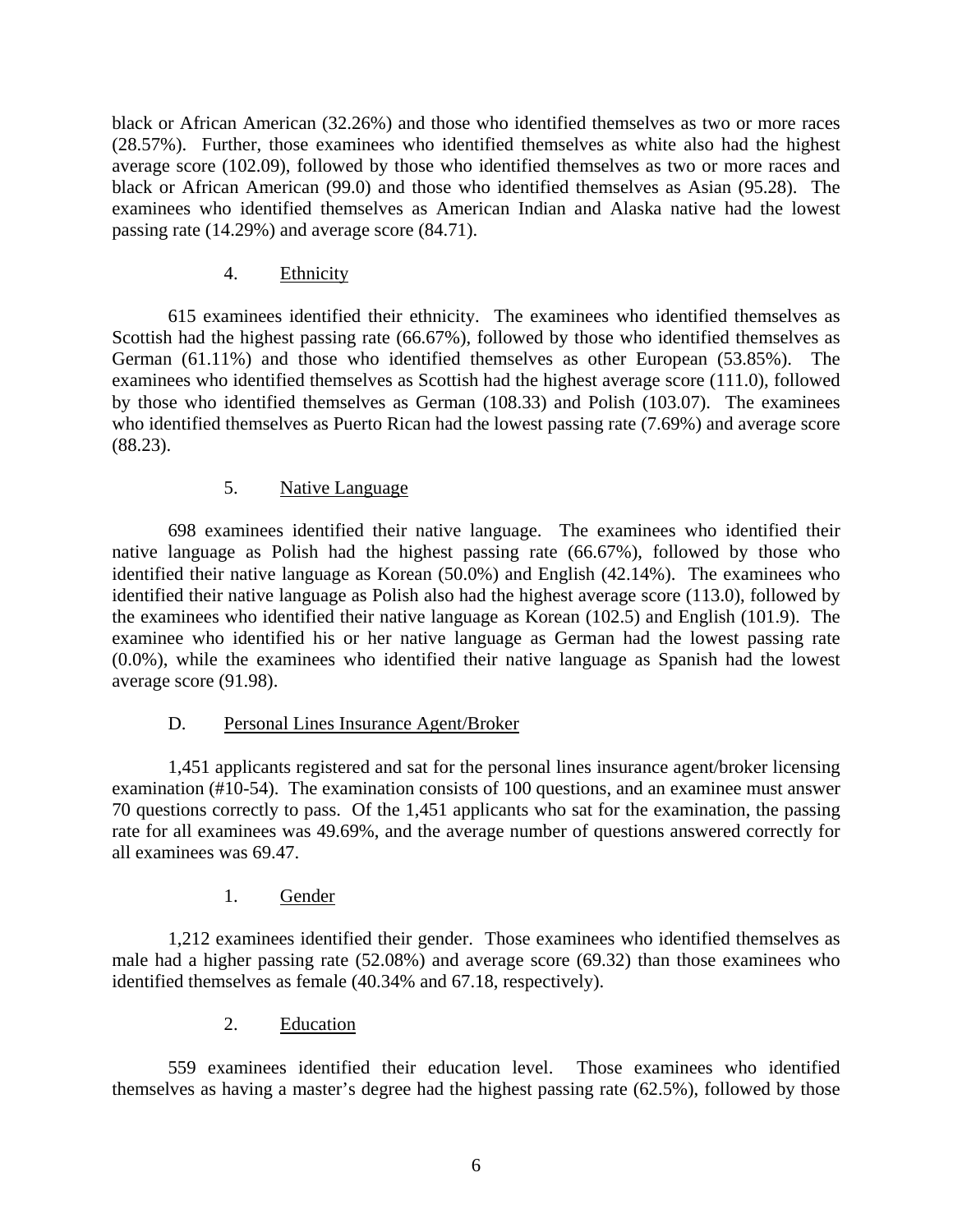black or African American (32.26%) and those who identified themselves as two or more races (28.57%). Further, those examinees who identified themselves as white also had the highest average score (102.09), followed by those who identified themselves as two or more races and black or African American (99.0) and those who identified themselves as Asian (95.28). The examinees who identified themselves as American Indian and Alaska native had the lowest passing rate (14.29%) and average score (84.71).

#### 4. Ethnicity

615 examinees identified their ethnicity. The examinees who identified themselves as Scottish had the highest passing rate (66.67%), followed by those who identified themselves as German (61.11%) and those who identified themselves as other European (53.85%). The examinees who identified themselves as Scottish had the highest average score (111.0), followed by those who identified themselves as German (108.33) and Polish (103.07). The examinees who identified themselves as Puerto Rican had the lowest passing rate (7.69%) and average score (88.23).

#### 5. Native Language

698 examinees identified their native language. The examinees who identified their native language as Polish had the highest passing rate (66.67%), followed by those who identified their native language as Korean (50.0%) and English (42.14%). The examinees who identified their native language as Polish also had the highest average score (113.0), followed by the examinees who identified their native language as Korean (102.5) and English (101.9). The examinee who identified his or her native language as German had the lowest passing rate (0.0%), while the examinees who identified their native language as Spanish had the lowest average score (91.98).

### D. Personal Lines Insurance Agent/Broker

1,451 applicants registered and sat for the personal lines insurance agent/broker licensing examination (#10-54). The examination consists of 100 questions, and an examinee must answer 70 questions correctly to pass. Of the 1,451 applicants who sat for the examination, the passing rate for all examinees was 49.69%, and the average number of questions answered correctly for all examinees was 69.47.

#### 1. Gender

1,212 examinees identified their gender. Those examinees who identified themselves as male had a higher passing rate (52.08%) and average score (69.32) than those examinees who identified themselves as female (40.34% and 67.18, respectively).

#### 2. Education

559 examinees identified their education level. Those examinees who identified themselves as having a master's degree had the highest passing rate (62.5%), followed by those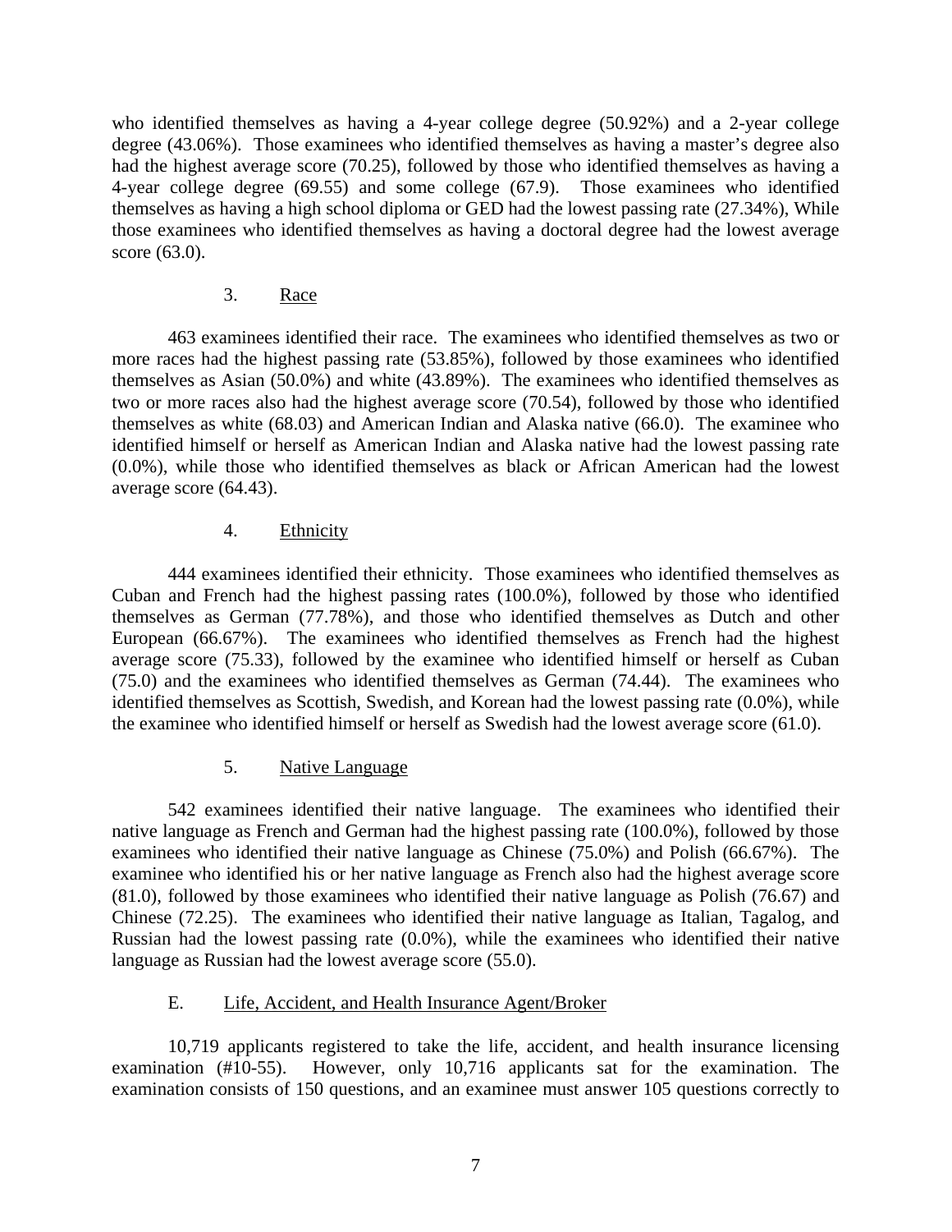who identified themselves as having a 4-year college degree (50.92%) and a 2-year college degree (43.06%). Those examinees who identified themselves as having a master's degree also had the highest average score (70.25), followed by those who identified themselves as having a 4-year college degree (69.55) and some college (67.9). Those examinees who identified themselves as having a high school diploma or GED had the lowest passing rate (27.34%), While those examinees who identified themselves as having a doctoral degree had the lowest average score (63.0).

### 3. Race

463 examinees identified their race. The examinees who identified themselves as two or more races had the highest passing rate (53.85%), followed by those examinees who identified themselves as Asian (50.0%) and white (43.89%). The examinees who identified themselves as two or more races also had the highest average score (70.54), followed by those who identified themselves as white (68.03) and American Indian and Alaska native (66.0). The examinee who identified himself or herself as American Indian and Alaska native had the lowest passing rate (0.0%), while those who identified themselves as black or African American had the lowest average score (64.43).

### 4. Ethnicity

444 examinees identified their ethnicity. Those examinees who identified themselves as Cuban and French had the highest passing rates (100.0%), followed by those who identified themselves as German (77.78%), and those who identified themselves as Dutch and other European (66.67%). The examinees who identified themselves as French had the highest average score (75.33), followed by the examinee who identified himself or herself as Cuban (75.0) and the examinees who identified themselves as German (74.44). The examinees who identified themselves as Scottish, Swedish, and Korean had the lowest passing rate (0.0%), while the examinee who identified himself or herself as Swedish had the lowest average score (61.0).

### 5. Native Language

542 examinees identified their native language. The examinees who identified their native language as French and German had the highest passing rate (100.0%), followed by those examinees who identified their native language as Chinese (75.0%) and Polish (66.67%). The examinee who identified his or her native language as French also had the highest average score (81.0), followed by those examinees who identified their native language as Polish (76.67) and Chinese (72.25). The examinees who identified their native language as Italian, Tagalog, and Russian had the lowest passing rate (0.0%), while the examinees who identified their native language as Russian had the lowest average score (55.0).

## E. Life, Accident, and Health Insurance Agent/Broker

10,719 applicants registered to take the life, accident, and health insurance licensing examination (#10-55). However, only 10,716 applicants sat for the examination. The examination consists of 150 questions, and an examinee must answer 105 questions correctly to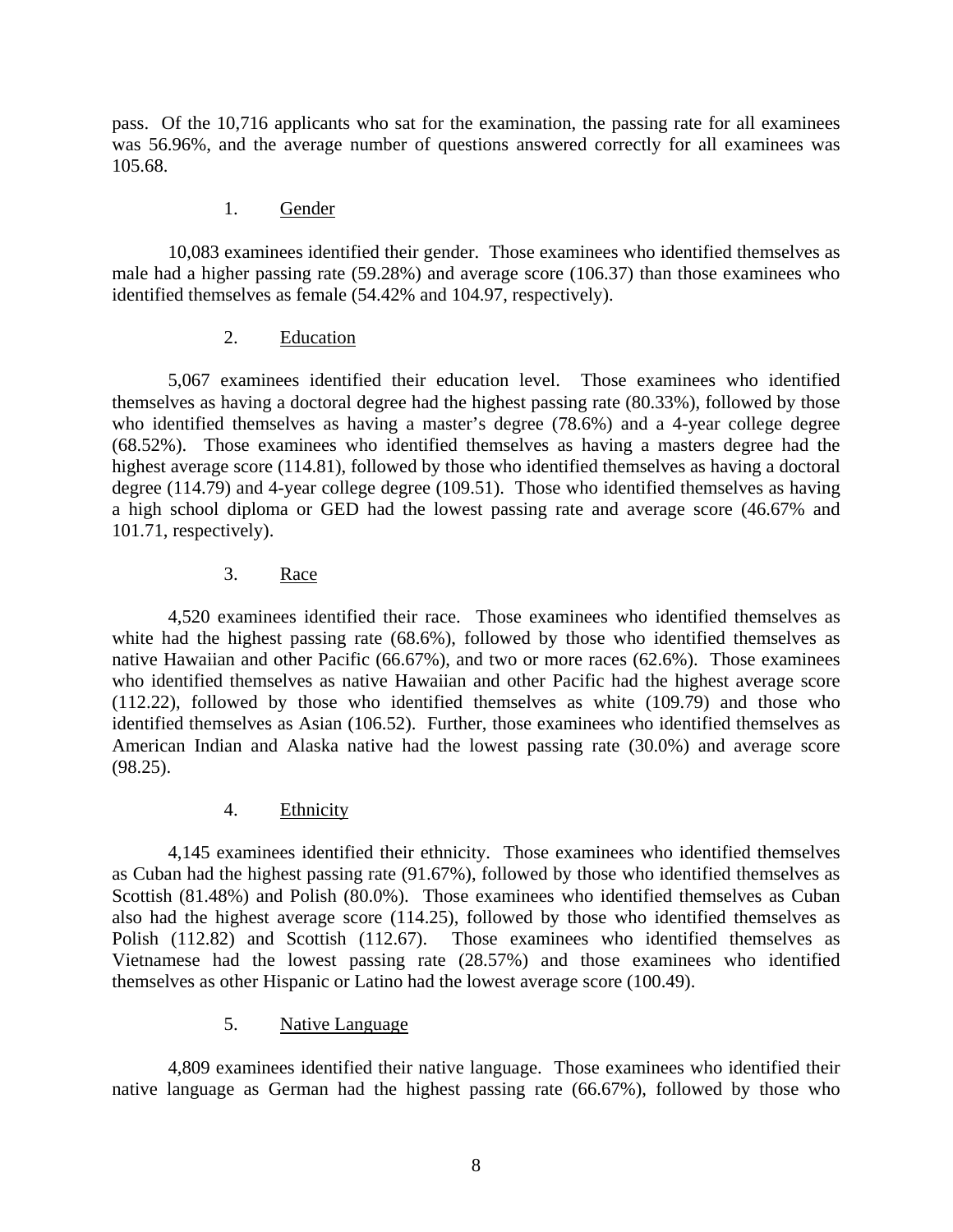pass. Of the 10,716 applicants who sat for the examination, the passing rate for all examinees was 56.96%, and the average number of questions answered correctly for all examinees was 105.68.

1. Gender

10,083 examinees identified their gender. Those examinees who identified themselves as male had a higher passing rate (59.28%) and average score (106.37) than those examinees who identified themselves as female (54.42% and 104.97, respectively).

2. Education

5,067 examinees identified their education level. Those examinees who identified themselves as having a doctoral degree had the highest passing rate (80.33%), followed by those who identified themselves as having a master's degree (78.6%) and a 4-year college degree (68.52%). Those examinees who identified themselves as having a masters degree had the highest average score (114.81), followed by those who identified themselves as having a doctoral degree (114.79) and 4-year college degree (109.51). Those who identified themselves as having a high school diploma or GED had the lowest passing rate and average score (46.67% and 101.71, respectively).

3. Race

4,520 examinees identified their race. Those examinees who identified themselves as white had the highest passing rate (68.6%), followed by those who identified themselves as native Hawaiian and other Pacific (66.67%), and two or more races (62.6%). Those examinees who identified themselves as native Hawaiian and other Pacific had the highest average score (112.22), followed by those who identified themselves as white (109.79) and those who identified themselves as Asian (106.52). Further, those examinees who identified themselves as American Indian and Alaska native had the lowest passing rate (30.0%) and average score (98.25).

4. Ethnicity

4,145 examinees identified their ethnicity. Those examinees who identified themselves as Cuban had the highest passing rate (91.67%), followed by those who identified themselves as Scottish (81.48%) and Polish (80.0%). Those examinees who identified themselves as Cuban also had the highest average score (114.25), followed by those who identified themselves as Polish (112.82) and Scottish (112.67). Those examinees who identified themselves as Vietnamese had the lowest passing rate (28.57%) and those examinees who identified themselves as other Hispanic or Latino had the lowest average score (100.49).

5. Native Language

4,809 examinees identified their native language. Those examinees who identified their native language as German had the highest passing rate (66.67%), followed by those who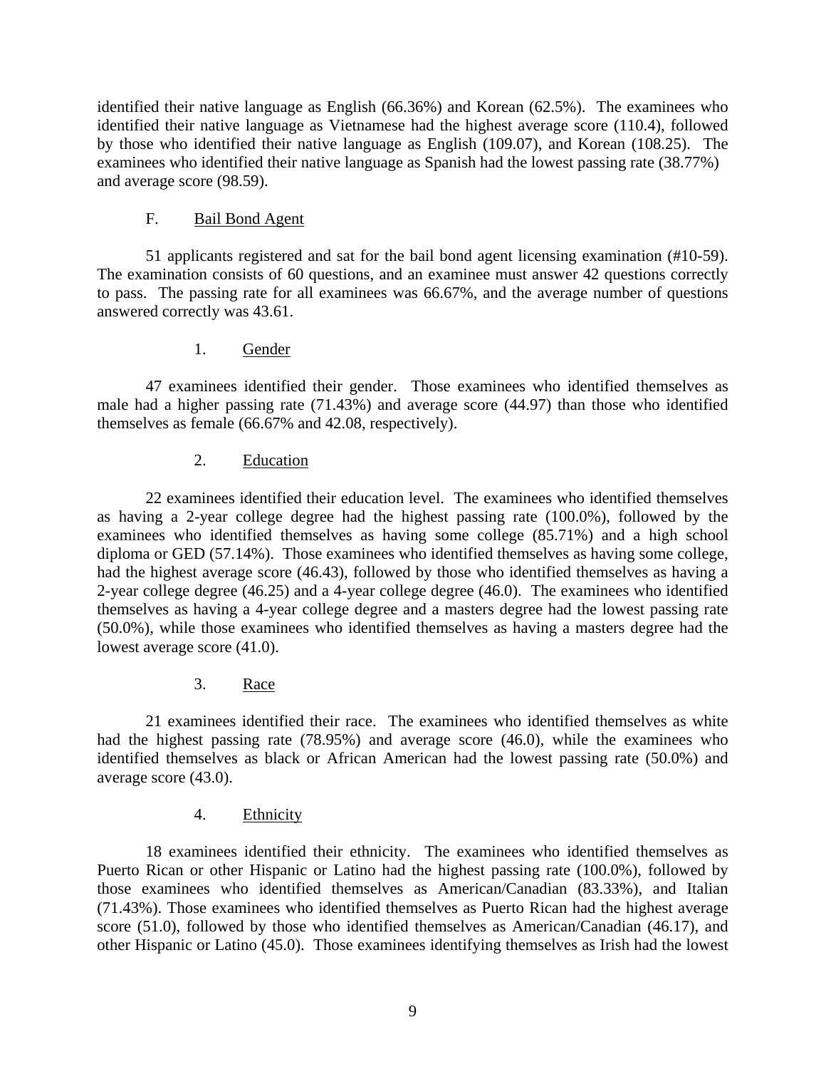identified their native language as English (66.36%) and Korean (62.5%). The examinees who identified their native language as Vietnamese had the highest average score (110.4), followed by those who identified their native language as English (109.07), and Korean (108.25). The examinees who identified their native language as Spanish had the lowest passing rate (38.77%) and average score (98.59).

### F. Bail Bond Agent

51 applicants registered and sat for the bail bond agent licensing examination (#10-59). The examination consists of 60 questions, and an examinee must answer 42 questions correctly to pass. The passing rate for all examinees was 66.67%, and the average number of questions answered correctly was 43.61.

#### 1. Gender

47 examinees identified their gender. Those examinees who identified themselves as male had a higher passing rate (71.43%) and average score (44.97) than those who identified themselves as female (66.67% and 42.08, respectively).

#### 2. Education

22 examinees identified their education level. The examinees who identified themselves as having a 2-year college degree had the highest passing rate (100.0%), followed by the examinees who identified themselves as having some college (85.71%) and a high school diploma or GED (57.14%). Those examinees who identified themselves as having some college, had the highest average score (46.43), followed by those who identified themselves as having a 2-year college degree (46.25) and a 4-year college degree (46.0). The examinees who identified themselves as having a 4-year college degree and a masters degree had the lowest passing rate (50.0%), while those examinees who identified themselves as having a masters degree had the lowest average score (41.0).

#### 3. Race

21 examinees identified their race. The examinees who identified themselves as white had the highest passing rate (78.95%) and average score (46.0), while the examinees who identified themselves as black or African American had the lowest passing rate (50.0%) and average score (43.0).

#### 4. Ethnicity

18 examinees identified their ethnicity. The examinees who identified themselves as Puerto Rican or other Hispanic or Latino had the highest passing rate (100.0%), followed by those examinees who identified themselves as American/Canadian (83.33%), and Italian (71.43%). Those examinees who identified themselves as Puerto Rican had the highest average score (51.0), followed by those who identified themselves as American/Canadian (46.17), and other Hispanic or Latino (45.0). Those examinees identifying themselves as Irish had the lowest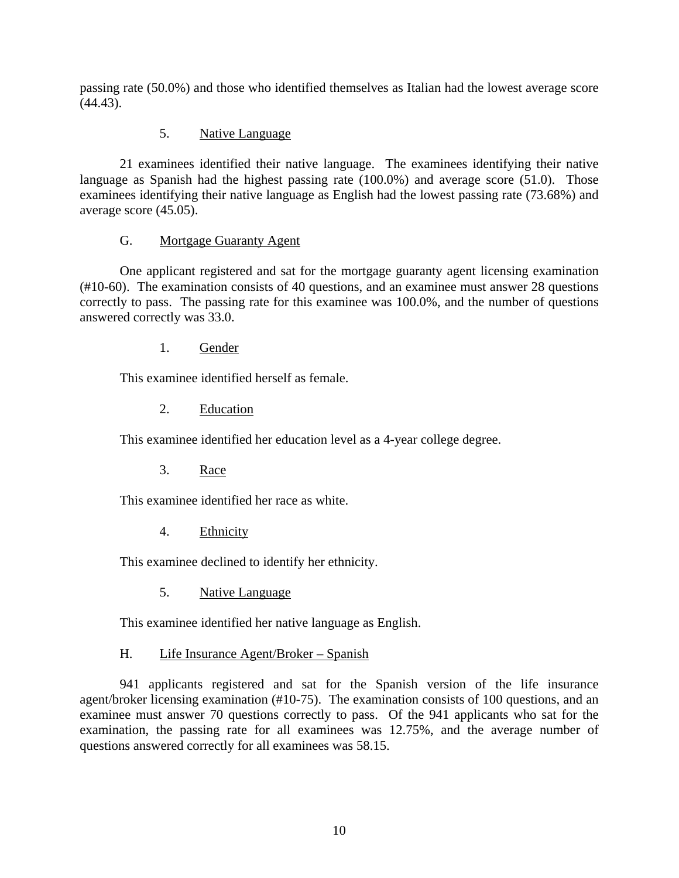passing rate (50.0%) and those who identified themselves as Italian had the lowest average score (44.43).

### 5. Native Language

21 examinees identified their native language. The examinees identifying their native language as Spanish had the highest passing rate (100.0%) and average score (51.0). Those examinees identifying their native language as English had the lowest passing rate (73.68%) and average score (45.05).

## G. Mortgage Guaranty Agent

One applicant registered and sat for the mortgage guaranty agent licensing examination (#10-60). The examination consists of 40 questions, and an examinee must answer 28 questions correctly to pass. The passing rate for this examinee was 100.0%, and the number of questions answered correctly was 33.0.

### 1. Gender

This examinee identified herself as female.

### 2. Education

This examinee identified her education level as a 4-year college degree.

### 3. Race

This examinee identified her race as white.

### 4. Ethnicity

This examinee declined to identify her ethnicity.

### 5. Native Language

This examinee identified her native language as English.

## H. Life Insurance Agent/Broker – Spanish

941 applicants registered and sat for the Spanish version of the life insurance agent/broker licensing examination (#10-75). The examination consists of 100 questions, and an examinee must answer 70 questions correctly to pass. Of the 941 applicants who sat for the examination, the passing rate for all examinees was 12.75%, and the average number of questions answered correctly for all examinees was 58.15.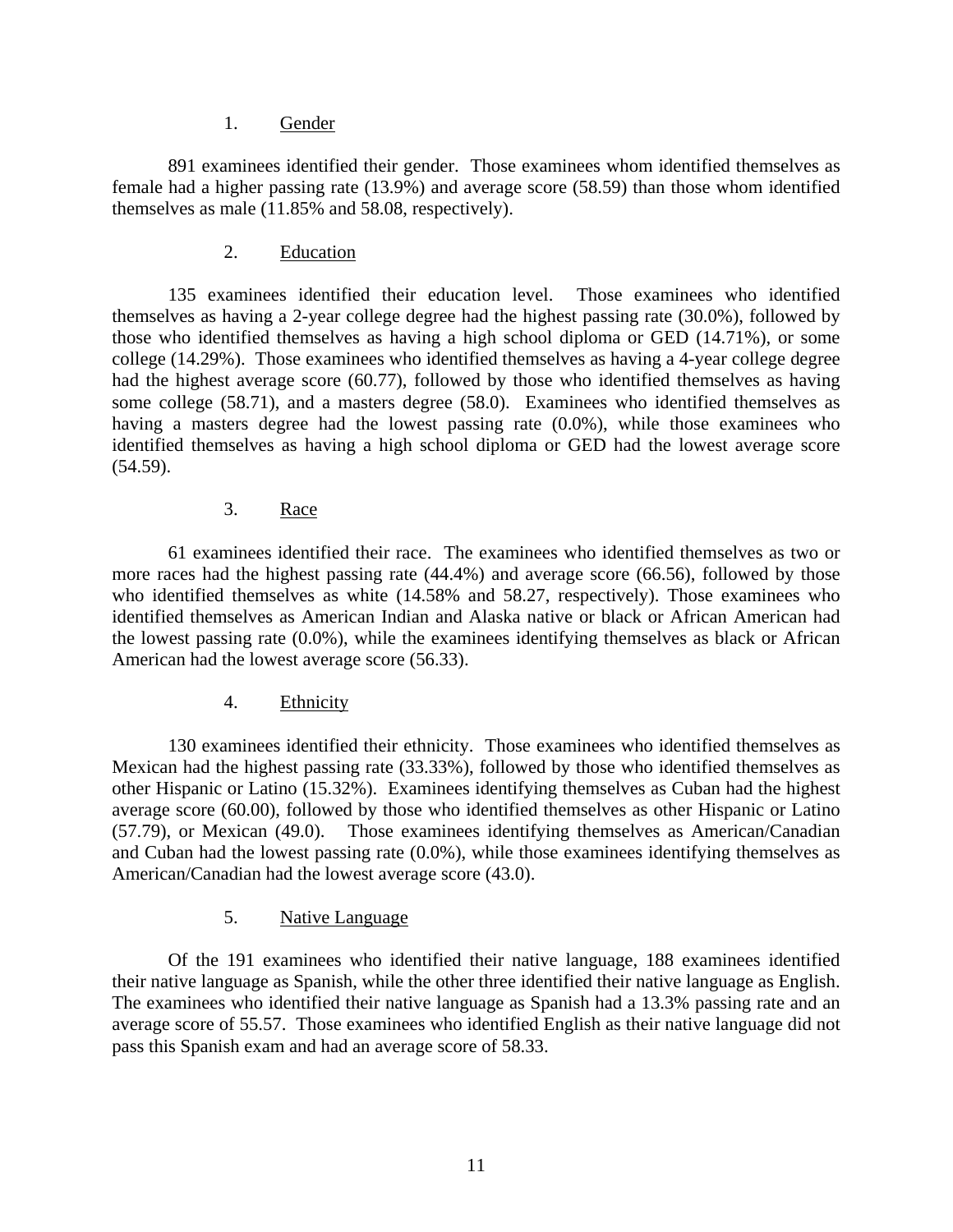1. Gender

891 examinees identified their gender. Those examinees whom identified themselves as female had a higher passing rate (13.9%) and average score (58.59) than those whom identified themselves as male (11.85% and 58.08, respectively).

2. Education

135 examinees identified their education level. Those examinees who identified themselves as having a 2-year college degree had the highest passing rate (30.0%), followed by those who identified themselves as having a high school diploma or GED (14.71%), or some college (14.29%). Those examinees who identified themselves as having a 4-year college degree had the highest average score (60.77), followed by those who identified themselves as having some college (58.71), and a masters degree (58.0). Examinees who identified themselves as having a masters degree had the lowest passing rate (0.0%), while those examinees who identified themselves as having a high school diploma or GED had the lowest average score (54.59).

3. Race

61 examinees identified their race. The examinees who identified themselves as two or more races had the highest passing rate (44.4%) and average score (66.56), followed by those who identified themselves as white (14.58% and 58.27, respectively). Those examinees who identified themselves as American Indian and Alaska native or black or African American had the lowest passing rate (0.0%), while the examinees identifying themselves as black or African American had the lowest average score (56.33).

4. Ethnicity

130 examinees identified their ethnicity. Those examinees who identified themselves as Mexican had the highest passing rate (33.33%), followed by those who identified themselves as other Hispanic or Latino (15.32%). Examinees identifying themselves as Cuban had the highest average score (60.00), followed by those who identified themselves as other Hispanic or Latino (57.79), or Mexican (49.0). Those examinees identifying themselves as American/Canadian and Cuban had the lowest passing rate (0.0%), while those examinees identifying themselves as American/Canadian had the lowest average score (43.0).

5. Native Language

Of the 191 examinees who identified their native language, 188 examinees identified their native language as Spanish, while the other three identified their native language as English. The examinees who identified their native language as Spanish had a 13.3% passing rate and an average score of 55.57. Those examinees who identified English as their native language did not pass this Spanish exam and had an average score of 58.33.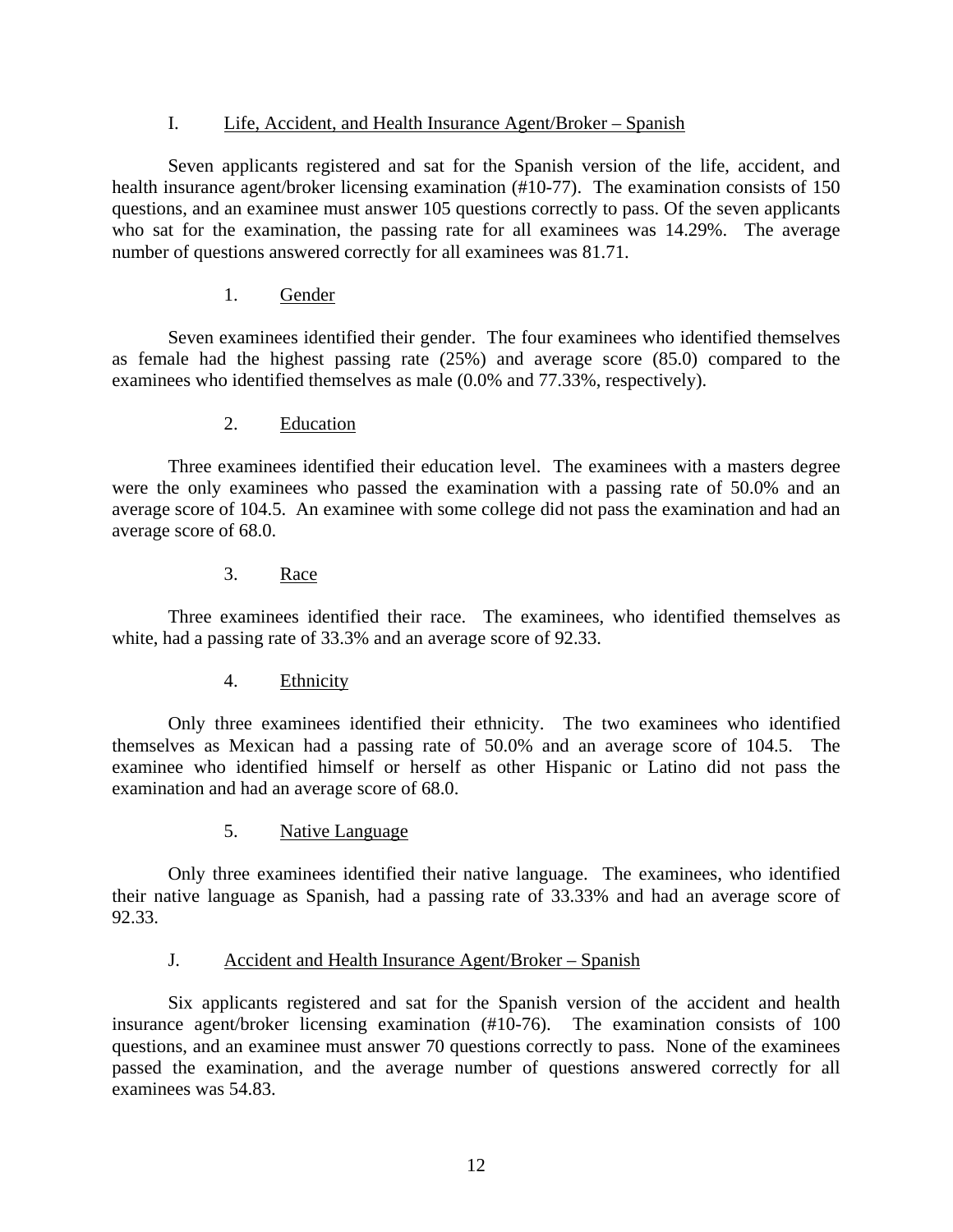### I. Life, Accident, and Health Insurance Agent/Broker – Spanish

Seven applicants registered and sat for the Spanish version of the life, accident, and health insurance agent/broker licensing examination (#10-77). The examination consists of 150 questions, and an examinee must answer 105 questions correctly to pass. Of the seven applicants who sat for the examination, the passing rate for all examinees was 14.29%. The average number of questions answered correctly for all examinees was 81.71.

#### 1. Gender

Seven examinees identified their gender. The four examinees who identified themselves as female had the highest passing rate (25%) and average score (85.0) compared to the examinees who identified themselves as male (0.0% and 77.33%, respectively).

#### 2. Education

Three examinees identified their education level. The examinees with a masters degree were the only examinees who passed the examination with a passing rate of 50.0% and an average score of 104.5. An examinee with some college did not pass the examination and had an average score of 68.0.

#### 3. Race

Three examinees identified their race. The examinees, who identified themselves as white, had a passing rate of 33.3% and an average score of 92.33.

#### 4. Ethnicity

Only three examinees identified their ethnicity. The two examinees who identified themselves as Mexican had a passing rate of 50.0% and an average score of 104.5. The examinee who identified himself or herself as other Hispanic or Latino did not pass the examination and had an average score of 68.0.

#### 5. Native Language

Only three examinees identified their native language. The examinees, who identified their native language as Spanish, had a passing rate of 33.33% and had an average score of 92.33.

### J. Accident and Health Insurance Agent/Broker – Spanish

Six applicants registered and sat for the Spanish version of the accident and health insurance agent/broker licensing examination (#10-76). The examination consists of 100 questions, and an examinee must answer 70 questions correctly to pass. None of the examinees passed the examination, and the average number of questions answered correctly for all examinees was 54.83.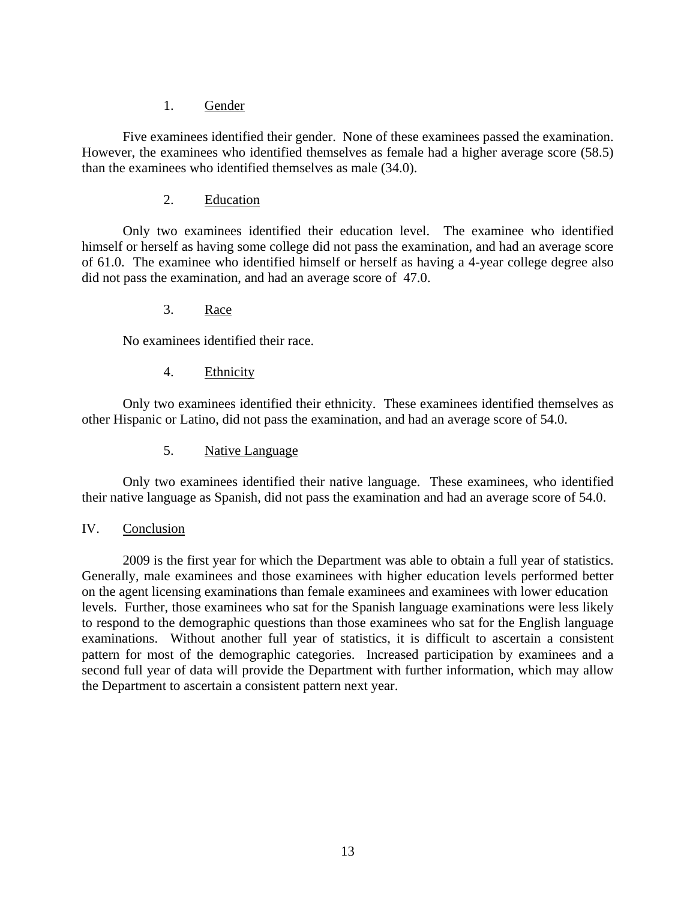1. Gender

Five examinees identified their gender. None of these examinees passed the examination. However, the examinees who identified themselves as female had a higher average score (58.5) than the examinees who identified themselves as male (34.0).

2. Education

Only two examinees identified their education level. The examinee who identified himself or herself as having some college did not pass the examination, and had an average score of 61.0. The examinee who identified himself or herself as having a 4-year college degree also did not pass the examination, and had an average score of 47.0.

3. Race

No examinees identified their race.

4. Ethnicity

Only two examinees identified their ethnicity. These examinees identified themselves as other Hispanic or Latino, did not pass the examination, and had an average score of 54.0.

5. Native Language

Only two examinees identified their native language. These examinees, who identified their native language as Spanish, did not pass the examination and had an average score of 54.0.

## IV. Conclusion

2009 is the first year for which the Department was able to obtain a full year of statistics. Generally, male examinees and those examinees with higher education levels performed better on the agent licensing examinations than female examinees and examinees with lower education levels. Further, those examinees who sat for the Spanish language examinations were less likely to respond to the demographic questions than those examinees who sat for the English language examinations. Without another full year of statistics, it is difficult to ascertain a consistent pattern for most of the demographic categories. Increased participation by examinees and a second full year of data will provide the Department with further information, which may allow the Department to ascertain a consistent pattern next year.